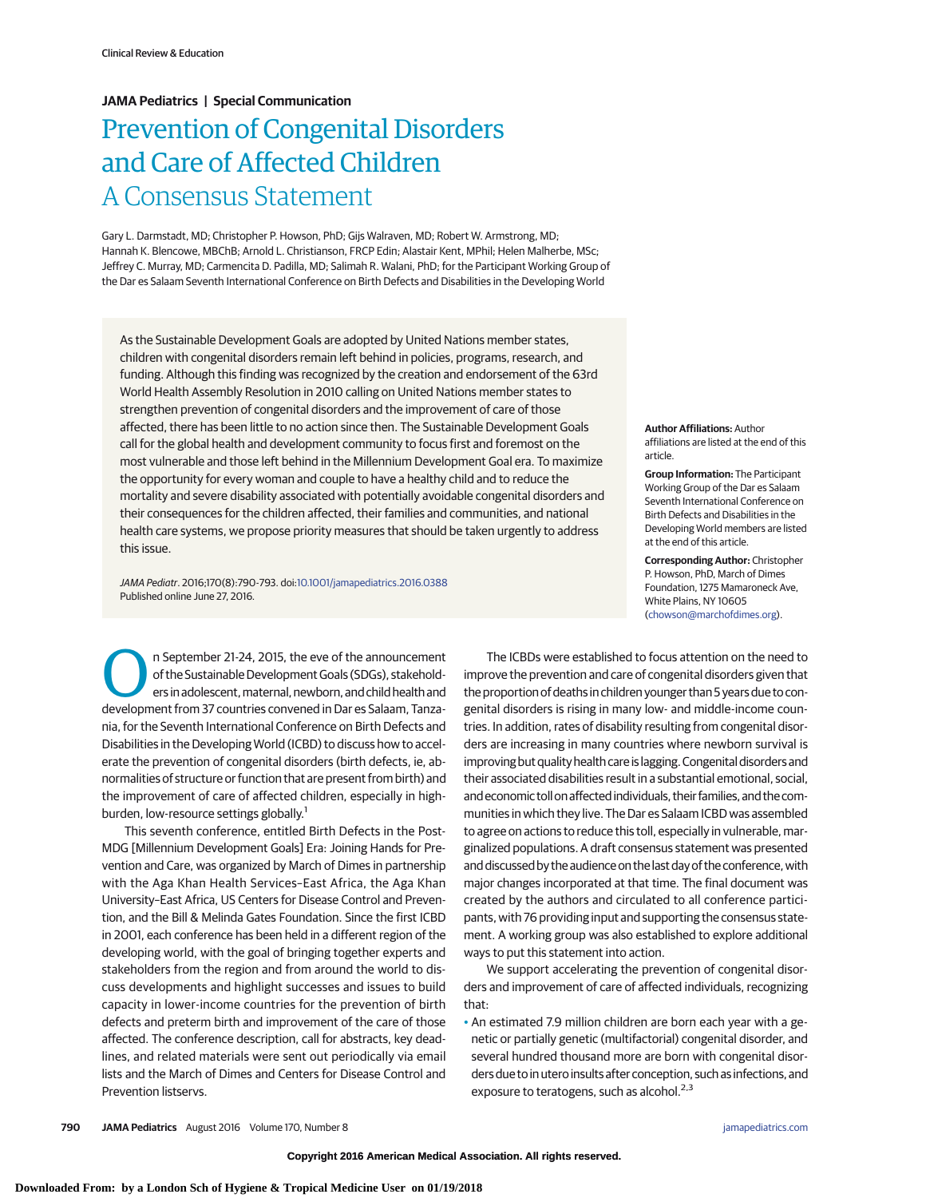Clinical Review & Education

**JAMA Pediatrics | Special Communication**

# Prevention of Congenital Disorders and Care of Affected Children
## A Consensus Statement

Gary L. Darmstadt, MD; Christopher P. Howson, PhD; Gijs Walraven, MD; Robert W. Armstrong, MD; Hannah K. Blencowe, MBChB; Arnold L. Christianson, FRCP Edin; Alastair Kent, MPhil; Helen Malherbe, MSc; Jeffrey C. Murray, MD; Carmencita D. Padilla, MD; Salimah R. Walani, PhD; for the Participant Working Group of the Dar es Salaam Seventh International Conference on Birth Defects and Disabilities in the Developing World

As the Sustainable Development Goals are adopted by United Nations member states, children with congenital disorders remain left behind in policies, programs, research, and funding. Although this finding was recognized by the creation and endorsement of the 63rd World Health Assembly Resolution in 2010 calling on United Nations member states to strengthen prevention of congenital disorders and the improvement of care of those affected, there has been little to no action since then. The Sustainable Development Goals call for the global health and development community to focus first and foremost on the most vulnerable and those left behind in the Millennium Development Goal era. To maximize the opportunity for every woman and couple to have a healthy child and to reduce the mortality and severe disability associated with potentially avoidable congenital disorders and their consequences for the children affected, their families and communities, and national health care systems, we propose priority measures that should be taken urgently to address this issue.

*JAMA Pediatr*. 2016;170(8):790-793. doi:10.1001/jamapediatrics.2016.0388
Published online June 27, 2016.

**Author Affiliations:** Author affiliations are listed at the end of this article.

**Group Information:** The Participant Working Group of the Dar es Salaam Seventh International Conference on Birth Defects and Disabilities in the Developing World members are listed at the end of this article.

**Corresponding Author:** Christopher P. Howson, PhD, March of Dimes Foundation, 1275 Mamaroneck Ave, White Plains, NY 10605 (chowson@marchofdimes.org).

On September 21-24, 2015, the eve of the announcement of the Sustainable Development Goals (SDGs), stakeholders in adolescent, maternal, newborn, and child health and development from 37 countries convened in Dar es Salaam, Tanzania, for the Seventh International Conference on Birth Defects and Disabilities in the Developing World (ICBD) to discuss how to accelerate the prevention of congenital disorders (birth defects, ie, abnormalities of structure or function that are present from birth) and the improvement of care of affected children, especially in high-burden, low-resource settings globally.[1]

This seventh conference, entitled Birth Defects in the Post-MDG [Millennium Development Goals] Era: Joining Hands for Prevention and Care, was organized by March of Dimes in partnership with the Aga Khan Health Services–East Africa, the Aga Khan University–East Africa, US Centers for Disease Control and Prevention, and the Bill & Melinda Gates Foundation. Since the first ICBD in 2001, each conference has been held in a different region of the developing world, with the goal of bringing together experts and stakeholders from the region and from around the world to discuss developments and highlight successes and issues to build capacity in lower-income countries for the prevention of birth defects and preterm birth and improvement of the care of those affected. The conference description, call for abstracts, key deadlines, and related materials were sent out periodically via email lists and the March of Dimes and Centers for Disease Control and Prevention listservs.

The ICBDs were established to focus attention on the need to improve the prevention and care of congenital disorders given that the proportion of deaths in children younger than 5 years due to congenital disorders is rising in many low- and middle-income countries. In addition, rates of disability resulting from congenital disorders are increasing in many countries where newborn survival is improving but quality health care is lagging. Congenital disorders and their associated disabilities result in a substantial emotional, social, and economic toll on affected individuals, their families, and the communities in which they live. The Dar es Salaam ICBD was assembled to agree on actions to reduce this toll, especially in vulnerable, marginalized populations. A draft consensus statement was presented and discussed by the audience on the last day of the conference, with major changes incorporated at that time. The final document was created by the authors and circulated to all conference participants, with 76 providing input and supporting the consensus statement. A working group was also established to explore additional ways to put this statement into action.

We support accelerating the prevention of congenital disorders and improvement of care of affected individuals, recognizing that:

- An estimated 7.9 million children are born each year with a genetic or partially genetic (multifactorial) congenital disorder, and several hundred thousand more are born with congenital disorders due to in utero insults after conception, such as infections, and exposure to teratogens, such as alcohol.[2,3]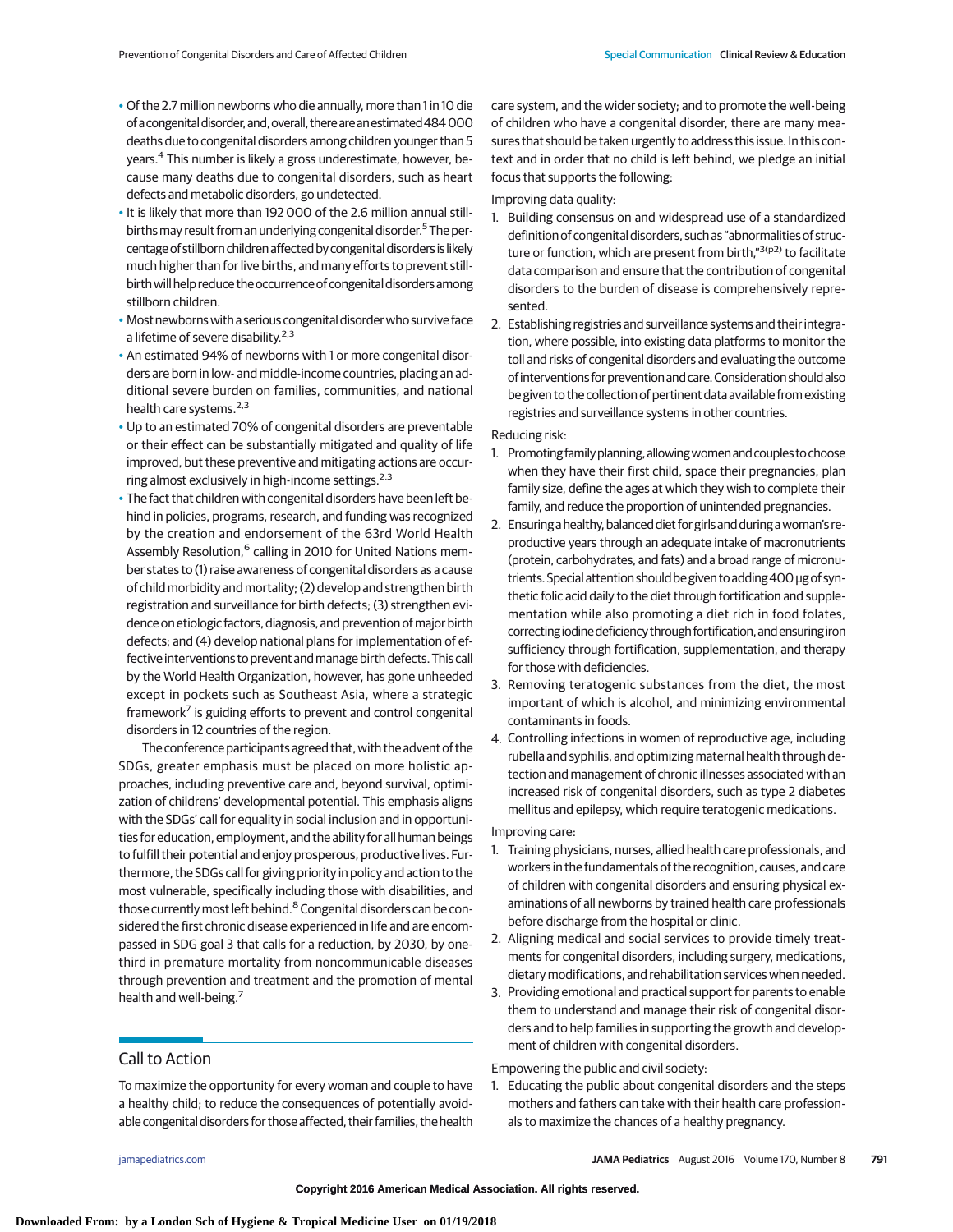- Of the 2.7 million newborns who die annually, more than 1 in 10 die of a congenital disorder, and, overall, there are an estimated 484 000 deaths due to congenital disorders among children younger than 5 years.[4] This number is likely a gross underestimate, however, because many deaths due to congenital disorders, such as heart defects and metabolic disorders, go undetected.
- It is likely that more than 192 000 of the 2.6 million annual stillbirths may result from an underlying congenital disorder.[5] The percentage of stillborn children affected by congenital disorders is likely much higher than for live births, and many efforts to prevent stillbirth will help reduce the occurrence of congenital disorders among stillborn children.
- Most newborns with a serious congenital disorder who survive face a lifetime of severe disability.[2,3]
- An estimated 94% of newborns with 1 or more congenital disorders are born in low- and middle-income countries, placing an additional severe burden on families, communities, and national health care systems.[2,3]
- Up to an estimated 70% of congenital disorders are preventable or their effect can be substantially mitigated and quality of life improved, but these preventive and mitigating actions are occurring almost exclusively in high-income settings.[2,3]
- The fact that children with congenital disorders have been left behind in policies, programs, research, and funding was recognized by the creation and endorsement of the 63rd World Health Assembly Resolution,[6] calling in 2010 for United Nations member states to (1) raise awareness of congenital disorders as a cause of child morbidity and mortality; (2) develop and strengthen birth registration and surveillance for birth defects; (3) strengthen evidence on etiologic factors, diagnosis, and prevention of major birth defects; and (4) develop national plans for implementation of effective interventions to prevent and manage birth defects. This call by the World Health Organization, however, has gone unheeded except in pockets such as Southeast Asia, where a strategic framework[7] is guiding efforts to prevent and control congenital disorders in 12 countries of the region.

The conference participants agreed that, with the advent of the SDGs, greater emphasis must be placed on more holistic approaches, including preventive care and, beyond survival, optimization of childrens' developmental potential. This emphasis aligns with the SDGs' call for equality in social inclusion and in opportunities for education, employment, and the ability for all human beings to fulfill their potential and enjoy prosperous, productive lives. Furthermore, the SDGs call for giving priority in policy and action to the most vulnerable, specifically including those with disabilities, and those currently most left behind.[8] Congenital disorders can be considered the first chronic disease experienced in life and are encompassed in SDG goal 3 that calls for a reduction, by 2030, by one-third in premature mortality from noncommunicable diseases through prevention and treatment and the promotion of mental health and well-being.[7]

## Call to Action

To maximize the opportunity for every woman and couple to have a healthy child; to reduce the consequences of potentially avoidable congenital disorders for those affected, their families, the health care system, and the wider society; and to promote the well-being of children who have a congenital disorder, there are many measures that should be taken urgently to address this issue. In this context and in order that no child is left behind, we pledge an initial focus that supports the following:

Improving data quality:

1. Building consensus on and widespread use of a standardized definition of congenital disorders, such as "abnormalities of structure or function, which are present from birth,"[3(p2)] to facilitate data comparison and ensure that the contribution of congenital disorders to the burden of disease is comprehensively represented.
2. Establishing registries and surveillance systems and their integration, where possible, into existing data platforms to monitor the toll and risks of congenital disorders and evaluating the outcome of interventions for prevention and care. Consideration should also be given to the collection of pertinent data available from existing registries and surveillance systems in other countries.

Reducing risk:

1. Promoting family planning, allowing women and couples to choose when they have their first child, space their pregnancies, plan family size, define the ages at which they wish to complete their family, and reduce the proportion of unintended pregnancies.
2. Ensuring a healthy, balanced diet for girls and during a woman's reproductive years through an adequate intake of macronutrients (protein, carbohydrates, and fats) and a broad range of micronutrients. Special attention should be given to adding 400 μg of synthetic folic acid daily to the diet through fortification and supplementation while also promoting a diet rich in food folates, correcting iodine deficiency through fortification, and ensuring iron sufficiency through fortification, supplementation, and therapy for those with deficiencies.
3. Removing teratogenic substances from the diet, the most important of which is alcohol, and minimizing environmental contaminants in foods.
4. Controlling infections in women of reproductive age, including rubella and syphilis, and optimizing maternal health through detection and management of chronic illnesses associated with an increased risk of congenital disorders, such as type 2 diabetes mellitus and epilepsy, which require teratogenic medications.

Improving care:

1. Training physicians, nurses, allied health care professionals, and workers in the fundamentals of the recognition, causes, and care of children with congenital disorders and ensuring physical examinations of all newborns by trained health care professionals before discharge from the hospital or clinic.
2. Aligning medical and social services to provide timely treatments for congenital disorders, including surgery, medications, dietary modifications, and rehabilitation services when needed.
3. Providing emotional and practical support for parents to enable them to understand and manage their risk of congenital disorders and to help families in supporting the growth and development of children with congenital disorders.

Empowering the public and civil society:

1. Educating the public about congenital disorders and the steps mothers and fathers can take with their health care professionals to maximize the chances of a healthy pregnancy.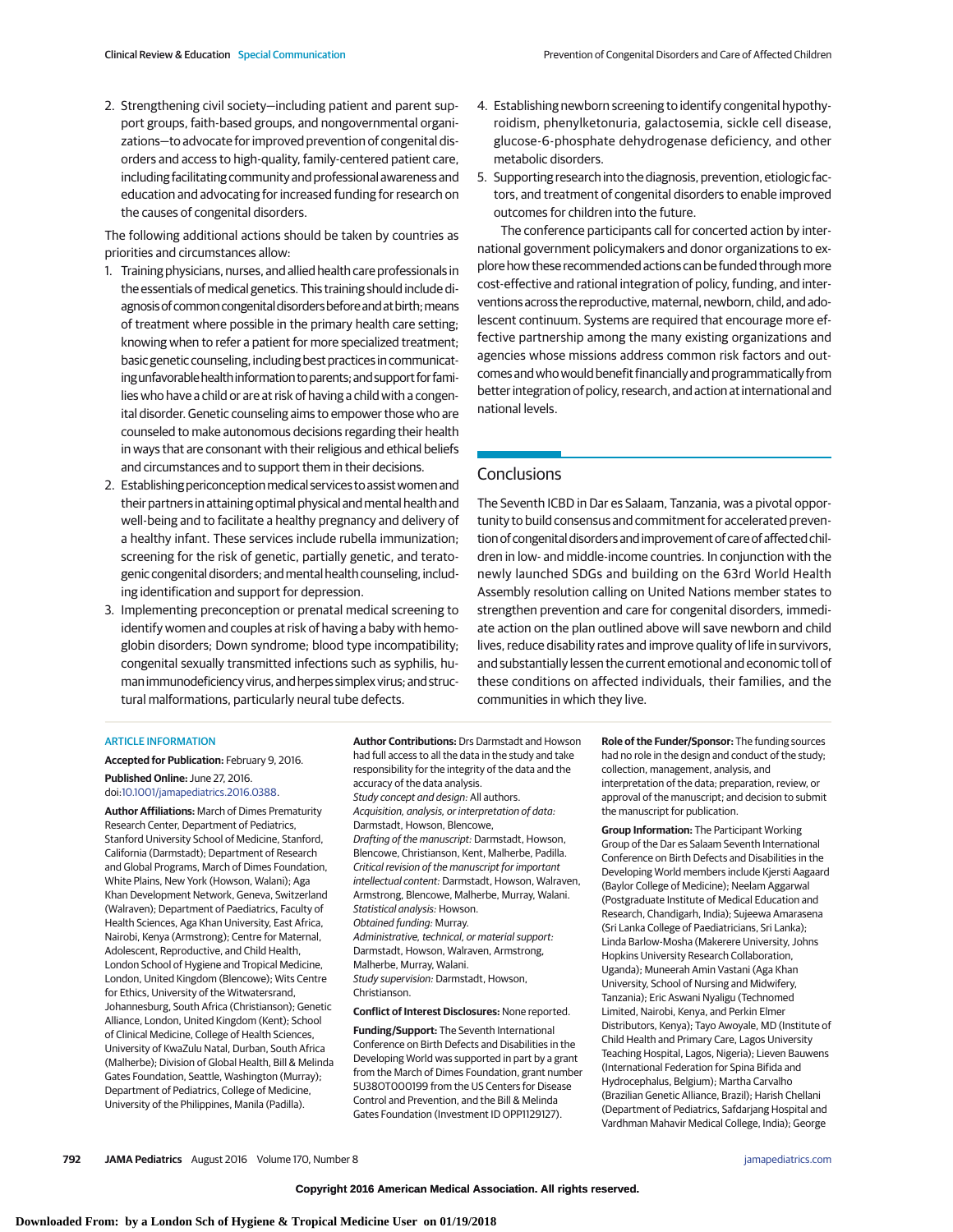2. Strengthening civil society—including patient and parent support groups, faith-based groups, and nongovernmental organizations—to advocate for improved prevention of congenital disorders and access to high-quality, family-centered patient care, including facilitating community and professional awareness and education and advocating for increased funding for research on the causes of congenital disorders.

The following additional actions should be taken by countries as priorities and circumstances allow:

1. Training physicians, nurses, and allied health care professionals in the essentials of medical genetics. This training should include diagnosis of common congenital disorders before and at birth; means of treatment where possible in the primary health care setting; knowing when to refer a patient for more specialized treatment; basic genetic counseling, including best practices in communicating unfavorable health information to parents; and support for families who have a child or are at risk of having a child with a congenital disorder. Genetic counseling aims to empower those who are counseled to make autonomous decisions regarding their health in ways that are consonant with their religious and ethical beliefs and circumstances and to support them in their decisions.
2. Establishing periconception medical services to assist women and their partners in attaining optimal physical and mental health and well-being and to facilitate a healthy pregnancy and delivery of a healthy infant. These services include rubella immunization; screening for the risk of genetic, partially genetic, and teratogenic congenital disorders; and mental health counseling, including identification and support for depression.
3. Implementing preconception or prenatal medical screening to identify women and couples at risk of having a baby with hemoglobin disorders; Down syndrome; blood type incompatibility; congenital sexually transmitted infections such as syphilis, human immunodeficiency virus, and herpes simplex virus; and structural malformations, particularly neural tube defects.
4. Establishing newborn screening to identify congenital hypothyroidism, phenylketonuria, galactosemia, sickle cell disease, glucose-6-phosphate dehydrogenase deficiency, and other metabolic disorders.
5. Supporting research into the diagnosis, prevention, etiologic factors, and treatment of congenital disorders to enable improved outcomes for children into the future.

The conference participants call for concerted action by international government policymakers and donor organizations to explore how these recommended actions can be funded through more cost-effective and rational integration of policy, funding, and interventions across the reproductive, maternal, newborn, child, and adolescent continuum. Systems are required that encourage more effective partnership among the many existing organizations and agencies whose missions address common risk factors and outcomes and who would benefit financially and programmatically from better integration of policy, research, and action at international and national levels.

## Conclusions

The Seventh ICBD in Dar es Salaam, Tanzania, was a pivotal opportunity to build consensus and commitment for accelerated prevention of congenital disorders and improvement of care of affected children in low- and middle-income countries. In conjunction with the newly launched SDGs and building on the 63rd World Health Assembly resolution calling on United Nations member states to strengthen prevention and care for congenital disorders, immediate action on the plan outlined above will save newborn and child lives, reduce disability rates and improve quality of life in survivors, and substantially lessen the current emotional and economic toll of these conditions on affected individuals, their families, and the communities in which they live.

ARTICLE INFORMATION

**Accepted for Publication:** February 9, 2016.

**Published Online:** June 27, 2016. doi:10.1001/jamapediatrics.2016.0388.

**Author Affiliations:** March of Dimes Prematurity Research Center, Department of Pediatrics, Stanford University School of Medicine, Stanford, California (Darmstadt); Department of Research and Global Programs, March of Dimes Foundation, White Plains, New York (Howson, Walani); Aga Khan Development Network, Geneva, Switzerland (Walraven); Department of Paediatrics, Faculty of Health Sciences, Aga Khan University, East Africa, Nairobi, Kenya (Armstrong); Centre for Maternal, Adolescent, Reproductive, and Child Health, London School of Hygiene and Tropical Medicine, London, United Kingdom (Blencowe); Wits Centre for Ethics, University of the Witwatersrand, Johannesburg, South Africa (Christianson); Genetic Alliance, London, United Kingdom (Kent); School of Clinical Medicine, College of Health Sciences, University of KwaZulu Natal, Durban, South Africa (Malherbe); Division of Global Health, Bill & Melinda Gates Foundation, Seattle, Washington (Murray); Department of Pediatrics, College of Medicine, University of the Philippines, Manila (Padilla).

**Author Contributions:** Drs Darmstadt and Howson had full access to all the data in the study and take responsibility for the integrity of the data and the accuracy of the data analysis.
*Study concept and design:* All authors.
*Acquisition, analysis, or interpretation of data:* Darmstadt, Howson, Blencowe.
*Drafting of the manuscript:* Darmstadt, Howson, Blencowe, Christianson, Kent, Malherbe, Padilla.
*Critical revision of the manuscript for important intellectual content:* Darmstadt, Howson, Walraven, Armstrong, Blencowe, Malherbe, Murray, Walani.
*Statistical analysis:* Howson.
*Obtained funding:* Murray.
*Administrative, technical, or material support:* Darmstadt, Howson, Walraven, Armstrong, Malherbe, Murray, Walani.
*Study supervision:* Darmstadt, Howson, Christianson.

**Conflict of Interest Disclosures:** None reported.

**Funding/Support:** The Seventh International Conference on Birth Defects and Disabilities in the Developing World was supported in part by a grant from the March of Dimes Foundation, grant number 5U38OT000199 from the US Centers for Disease Control and Prevention, and the Bill & Melinda Gates Foundation (Investment ID OPP1129127).

**Role of the Funder/Sponsor:** The funding sources had no role in the design and conduct of the study; collection, management, analysis, and interpretation of the data; preparation, review, or approval of the manuscript; and decision to submit the manuscript for publication.

**Group Information:** The Participant Working Group of the Dar es Salaam Seventh International Conference on Birth Defects and Disabilities in the Developing World members include Kjersti Aagaard (Baylor College of Medicine); Neelam Aggarwal (Postgraduate Institute of Medical Education and Research, Chandigarh, India); Sujeewa Amarasena (Sri Lanka College of Paediatricians, Sri Lanka); Linda Barlow-Mosha (Makerere University, Johns Hopkins University Research Collaboration, Uganda); Muneerah Amin Vastani (Aga Khan University, School of Nursing and Midwifery, Tanzania); Eric Aswani Nyaligu (Technomed Limited, Nairobi, Kenya, and Perkin Elmer Distributors, Kenya); Tayo Awoyale, MD (Institute of Child Health and Primary Care, Lagos University Teaching Hospital, Lagos, Nigeria); Lieven Bauwens (International Federation for Spina Bifida and Hydrocephalus, Belgium); Martha Carvalho (Brazilian Genetic Alliance, Brazil); Harish Chellani (Department of Pediatrics, Safdarjang Hospital and Vardhman Mahavir Medical College, India); George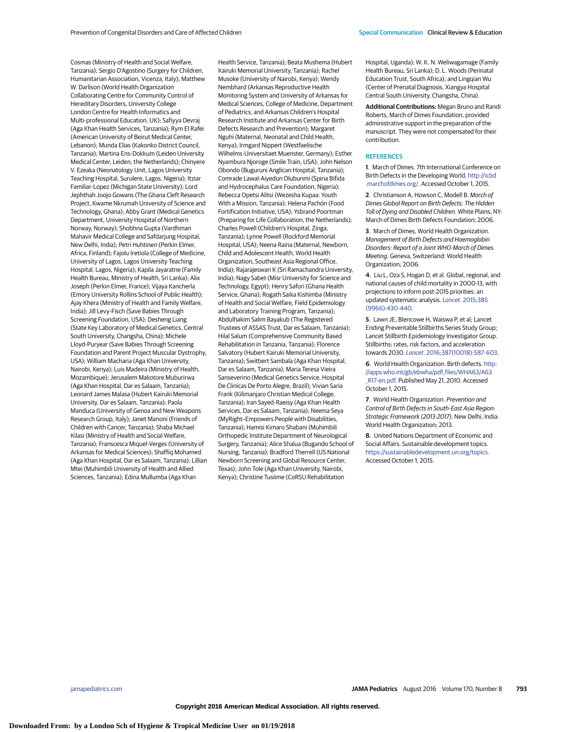Cosmas (Ministry of Health and Social Welfare, Tanzania); Sergio D'Agostino (Surgery for Children, Humanitarian Association, Vicenza, Italy); Matthew W. Darlison (World Health Organization Collaborating Centre for Community Control of Hereditary Disorders, University College London Centre for Health Informatics and Multi-professional Education, UK); Safiyya Devraj (Aga Khan Health Services, Tanzania); Rym El Rafei (American University of Beirut Medical Center, Lebanon); Munda Elias (Kakonko District Council, Tanzania); Martina Ens-Dokkum (Leiden University Medical Center, Leiden, the Netherlands); Chinyere V. Ezeaka (Neonatology Unit, Lagos University Teaching Hospital, Surulere, Lagos, Nigeria); Itziar Familiar-Lopez (Michigan State University); Lord Jephthah Joojo Gowans (The Ghana Cleft Research Project, Kwame Nkrumah University of Science and Technology, Ghana); Abby Grant (Medical Genetics Department, University Hospital of Northern Norway, Norway); Shobhna Gupta (Vardhman Mahavir Medical College and Safdarjung Hospital, New Delhi, India); Petri Huhtinen (Perkin Elmer, Africa, Finland); Fajolu Iretiola (College of Medicine, University of Lagos, Lagos University Teaching Hospital, Lagos, Nigeria); Kapila Jayaratne (Family Health Bureau, Ministry of Health, Sri Lanka); Alix Joseph (Perkin Elmer, France); Vijaya Kancherla (Emory University Rollins School of Public Health); Ajay Khera (Ministry of Health and Family Welfare, India); Jill Levy-Fisch (Save Babies Through Screening Foundation, USA); Desheng Liang (State Key Laboratory of Medical Genetics, Central South University, Changsha, China); Michele Lloyd-Puryear (Save Babies Through Screening Foundation and Parent Project Muscular Dystrophy, USA); William Macharia (Aga Khan University, Nairobi, Kenya); Luis Madeira (Ministry of Health, Mozambique); Jerusalem Makotore Muburirwa (Aga Khan Hospital, Dar es Salaam, Tanzania); Leonard James Malasa (Hubert Kairuki Memorial University, Dar es Salaam, Tanzania); Paola Manduca (University of Genoa and New Weapons Research Group, Italy); Janet Manoni (Friends of Children with Cancer, Tanzania); Shaba Michael Kilasi (Ministry of Health and Social Welfare, Tanzania); Franscesca Miquel-Verges (University of Arkansas for Medical Sciences); Shaffiq Mohamed (Aga Khan Hospital, Dar es Salaam, Tanzania); Lillian Mtei (Muhimbili University of Health and Allied Sciences, Tanzania); Edina Mullumba (Aga Khan Health Service, Tanzania); Beata Mushema (Hubert Kairuki Memorial University, Tanzania); Rachel Musoke (University of Nairobi, Kenya); Wendy Nembhard (Arkansas Reproductive Health Monitoring System and University of Arkansas for Medical Sciences, College of Medicine, Department of Pediatrics, and Arkansas Children's Hospital Research Institute and Arkansas Center for Birth Defects Research and Prevention); Margaret Nguhi (Maternal, Neonatal and Child Health, Kenya); Irmgard Nippert (Westfaelische Wilhelms-Universitaet Muenster, Germany); Esther Nyambura Njoroge (Smile Train, USA); John Nelson Obondo (Buguruni Anglican Hospital, Tanzania); Comrade Lawal-Aiyedun Olubunmi (Spina Bifida and Hydrocephalus Care Foundation, Nigeria); Rebecca Opetsi Alitsi (Wezesha Kupaa: Youth With a Mission, Tanzania); Helena Pachón (Food Fortification Initiative, USA); Ysbrand Poortman (Preparing for Life Collaboration, the Netherlands); Charles Powell (Children's Hospital, Zinga, Tanzania); Lynne Powell (Rockford Memorial Hospital, USA); Neena Raina (Maternal, Newborn, Child and Adolescent Health, World Health Organization, Southeast Asia Regional Office, India); Rajarajeswari K (Sri Ramachandra University, India); Nagy Sabet (Misr University for Science and Technology, Egypt); Henry Safori (Ghana Health Service, Ghana); Rogath Saika Kishimba (Ministry of Health and Social Welfare, Field Epidemiology and Laboratory Training Program, Tanzania); Abdulhakim Salim Bayakub (The Registered Trustees of ASSAS Trust, Dar es Salaam, Tanzania); Hilal Salum (Comprehensive Community Based Rehabilitation in Tanzania, Tanzania); Florence Salvatory (Hubert Kairuki Memorial University, Tanzania); Switbert Sambala (Aga Khan Hospital, Dar es Salaam, Tanzania); Maria Teresa Vieira Sanseverino (Medical Genetics Service, Hospital De Clinicas De Porto Alegre, Brazil); Vivian Saria Frank (Kilimanjaro Christian Medical College, Tanzania); Iran Sayed-Raeisy (Aga Khan Health Services, Dar es Salaam, Tanzania); Neema Seya (MyRight–Empowers People with Disabilities, Tanzania); Hamisi Kimaro Shabani (Muhimbili Orthopedic Institute Department of Neurological Surgery, Tanzania); Alice Shalua (Bugando School of Nursing, Tanzania); Bradford Therrell (US National Newborn Screening and Global Resource Center, Texas); John Tole (Aga Khan University, Nairobi, Kenya); Christine Tusiime (CoRSU Rehabilitation Hospital, Uganda); W. K. N. Weliwagamage (Family Health Bureau, Sri Lanka); D. L. Woods (Perinatal Education Trust, South Africa); and Lingqian Wu (Center of Prenatal Diagnosis, Xiangya Hospital Central South University, Changsha, China).

**Additional Contributions:** Megan Bruno and Randi Roberts, March of Dimes Foundation, provided administrative support in the preparation of the manuscript. They were not compensated for their contribution.

## REFERENCES

1. March of Dimes. 7th International Conference on Birth Defects in the Developing World. http://icbd.marchofdimes.org/. Accessed October 1, 2015.

2. Christianson A, Howson C, Modell B. *March of Dimes Global Report on Birth Defects: The Hidden Toll of Dying and Disabled Children*. White Plains, NY: March of Dimes Birth Defects Foundation; 2006.

3. March of Dimes, World Health Organization. *Management of Birth Defects and Haemoglobin Disorders: Report of a Joint WHO-March of Dimes Meeting*. Geneva, Switzerland: World Health Organization; 2006.

4. Liu L, Oza S, Hogan D, et al. Global, regional, and national causes of child mortality in 2000-13, with projections to inform post-2015 priorities: an updated systematic analysis. *Lancet*. 2015;385(9966):430-440.

5. Lawn JE, Blencowe H, Waiswa P, et al; Lancet Ending Preventable Stillbirths Series Study Group; Lancet Stillbirth Epidemiology Investigator Group. Stillbirths: rates, risk factors, and acceleration towards 2030. *Lancet*. 2016;387(10018):587-603.

6. World Health Organization. Birth defects. http://apps.who.int/gb/ebwha/pdf_files/WHA63/A63_R17-en.pdf. Published May 21, 2010. Accessed October 1, 2015.

7. World Health Organization. *Prevention and Control of Birth Defects in South-East Asia Region: Strategic Framework (2013-2017)*. New Delhi, India: World Health Organization; 2013.

8. United Nations Department of Economic and Social Affairs. Sustainable development topics. https://sustainabledevelopment.un.org/topics. Accessed October 1, 2015.